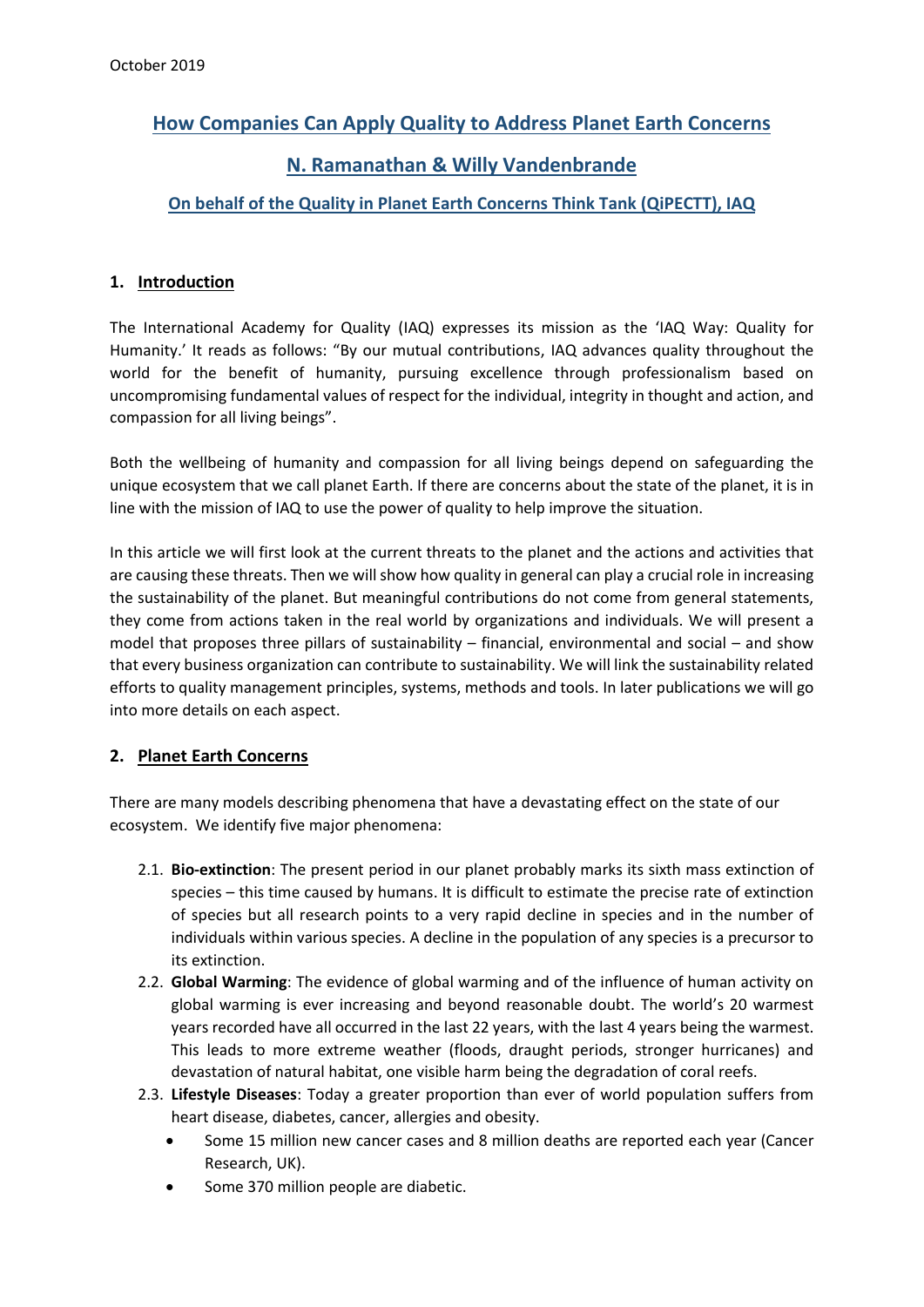October 2019

# How Companies Can Apply Quality to Address Planet Earth Concerns

## N. Ramanathan & Willy Vandenbrande

### On behalf of the Quality in Planet Earth Concerns Think Tank (QiPECTT), IAQ

## 1. Introduction

The International Academy for Quality (IAQ) expresses its mission as the 'IAQ Way: Quality for Humanity.' It reads as follows: "By our mutual contributions, IAQ advances quality throughout the world for the benefit of humanity, pursuing excellence through professionalism based on uncompromising fundamental values of respect for the individual, integrity in thought and action, and compassion for all living beings".

Both the wellbeing of humanity and compassion for all living beings depend on safeguarding the unique ecosystem that we call planet Earth. If there are concerns about the state of the planet, it is in line with the mission of IAQ to use the power of quality to help improve the situation.

In this article we will first look at the current threats to the planet and the actions and activities that are causing these threats. Then we will show how quality in general can play a crucial role in increasing the sustainability of the planet. But meaningful contributions do not come from general statements, they come from actions taken in the real world by organizations and individuals. We will present a model that proposes three pillars of sustainability – financial, environmental and social – and show that every business organization can contribute to sustainability. We will link the sustainability related efforts to quality management principles, systems, methods and tools. In later publications we will go into more details on each aspect.

## 2. Planet Earth Concerns

There are many models describing phenomena that have a devastating effect on the state of our ecosystem. We identify five major phenomena:

2.1. **Bio-extinction**: The present period in our planet probably marks its sixth mass extinction of species – this time caused by humans. It is difficult to estimate the precise rate of extinction of species but all research points to a very rapid decline in species and in the number of individuals within various species. A decline in the population of any species is a precursor to its extinction.

2.2. **Global Warming**: The evidence of global warming and of the influence of human activity on global warming is ever increasing and beyond reasonable doubt. The world's 20 warmest years recorded have all occurred in the last 22 years, with the last 4 years being the warmest. This leads to more extreme weather (floods, draught periods, stronger hurricanes) and devastation of natural habitat, one visible harm being the degradation of coral reefs.

2.3. **Lifestyle Diseases**: Today a greater proportion than ever of world population suffers from heart disease, diabetes, cancer, allergies and obesity.

- Some 15 million new cancer cases and 8 million deaths are reported each year (Cancer Research, UK).
- Some 370 million people are diabetic.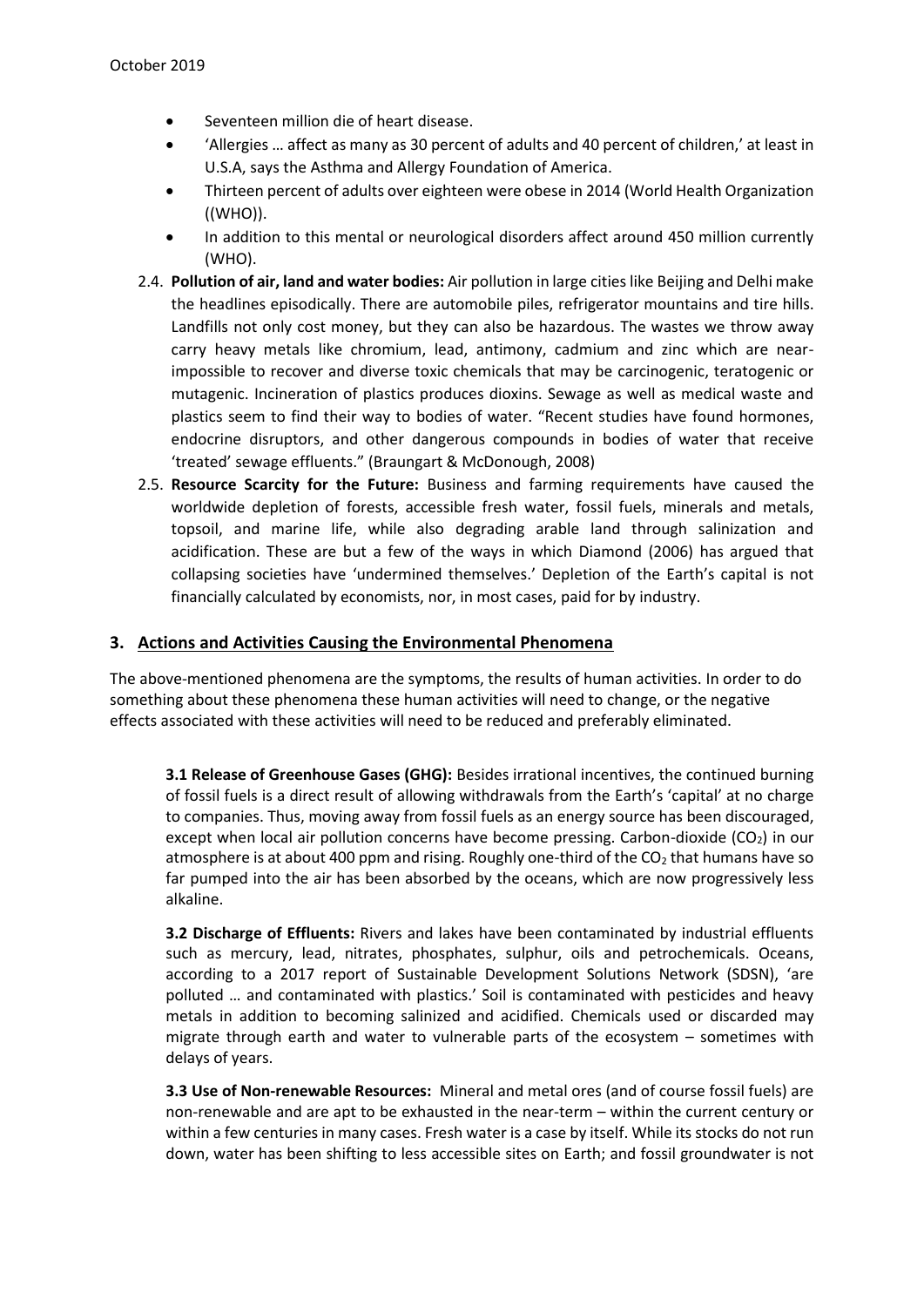- Seventeen million die of heart disease.
- 'Allergies … affect as many as 30 percent of adults and 40 percent of children,' at least in U.S.A, says the Asthma and Allergy Foundation of America.
- Thirteen percent of adults over eighteen were obese in 2014 (World Health Organization ((WHO)).
- In addition to this mental or neurological disorders affect around 450 million currently (WHO).

2.4. **Pollution of air, land and water bodies:** Air pollution in large cities like Beijing and Delhi make the headlines episodically. There are automobile piles, refrigerator mountains and tire hills. Landfills not only cost money, but they can also be hazardous. The wastes we throw away carry heavy metals like chromium, lead, antimony, cadmium and zinc which are near-impossible to recover and diverse toxic chemicals that may be carcinogenic, teratogenic or mutagenic. Incineration of plastics produces dioxins. Sewage as well as medical waste and plastics seem to find their way to bodies of water. "Recent studies have found hormones, endocrine disruptors, and other dangerous compounds in bodies of water that receive 'treated' sewage effluents." (Braungart & McDonough, 2008)

2.5. **Resource Scarcity for the Future:** Business and farming requirements have caused the worldwide depletion of forests, accessible fresh water, fossil fuels, minerals and metals, topsoil, and marine life, while also degrading arable land through salinization and acidification. These are but a few of the ways in which Diamond (2006) has argued that collapsing societies have 'undermined themselves.' Depletion of the Earth's capital is not financially calculated by economists, nor, in most cases, paid for by industry.

## 3. Actions and Activities Causing the Environmental Phenomena

The above-mentioned phenomena are the symptoms, the results of human activities. In order to do something about these phenomena these human activities will need to change, or the negative effects associated with these activities will need to be reduced and preferably eliminated.

**3.1 Release of Greenhouse Gases (GHG):** Besides irrational incentives, the continued burning of fossil fuels is a direct result of allowing withdrawals from the Earth's 'capital' at no charge to companies. Thus, moving away from fossil fuels as an energy source has been discouraged, except when local air pollution concerns have become pressing. Carbon-dioxide ($CO_2$) in our atmosphere is at about 400 ppm and rising. Roughly one-third of the $CO_2$ that humans have so far pumped into the air has been absorbed by the oceans, which are now progressively less alkaline.

**3.2 Discharge of Effluents:** Rivers and lakes have been contaminated by industrial effluents such as mercury, lead, nitrates, phosphates, sulphur, oils and petrochemicals. Oceans, according to a 2017 report of Sustainable Development Solutions Network (SDSN), 'are polluted … and contaminated with plastics.' Soil is contaminated with pesticides and heavy metals in addition to becoming salinized and acidified. Chemicals used or discarded may migrate through earth and water to vulnerable parts of the ecosystem – sometimes with delays of years.

**3.3 Use of Non-renewable Resources:** Mineral and metal ores (and of course fossil fuels) are non-renewable and are apt to be exhausted in the near-term – within the current century or within a few centuries in many cases. Fresh water is a case by itself. While its stocks do not run down, water has been shifting to less accessible sites on Earth; and fossil groundwater is not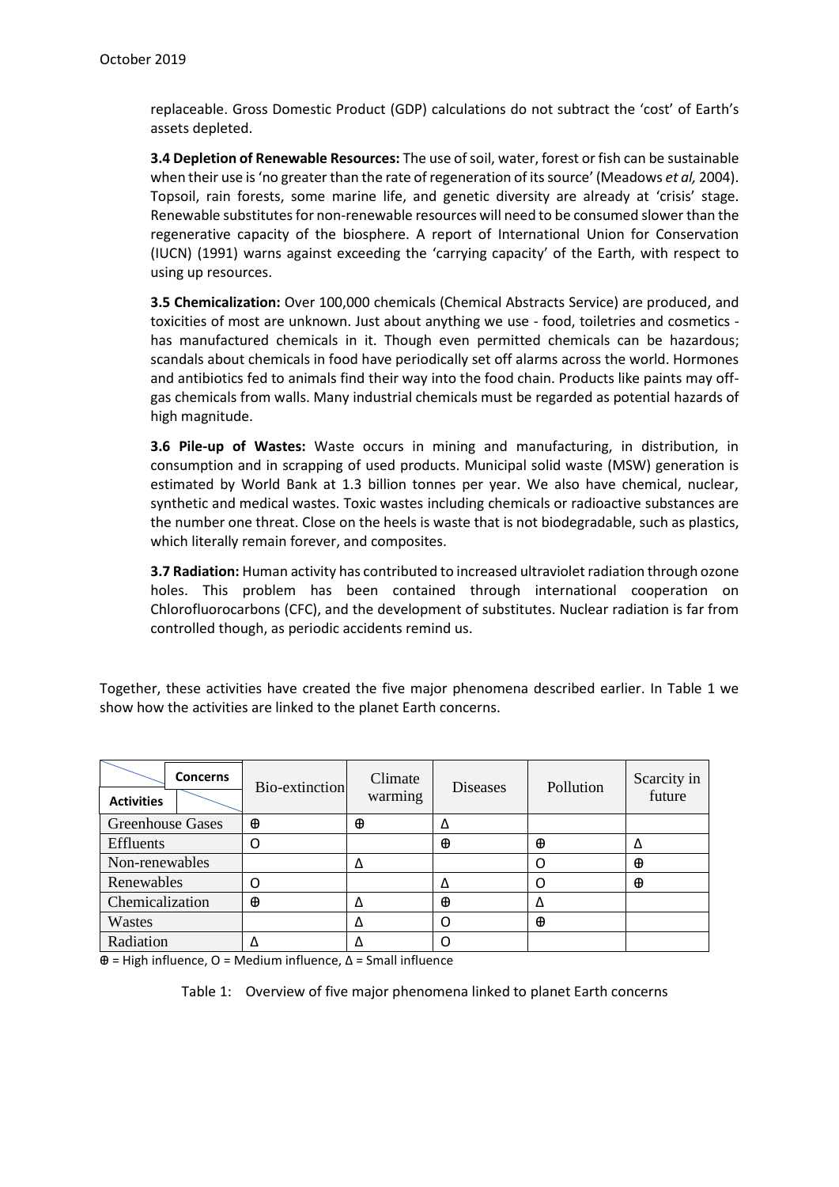replaceable. Gross Domestic Product (GDP) calculations do not subtract the 'cost' of Earth's assets depleted.

**3.4 Depletion of Renewable Resources:** The use of soil, water, forest or fish can be sustainable when their use is 'no greater than the rate of regeneration of its source' (Meadows *et al,* 2004). Topsoil, rain forests, some marine life, and genetic diversity are already at 'crisis' stage. Renewable substitutes for non-renewable resources will need to be consumed slower than the regenerative capacity of the biosphere. A report of International Union for Conservation (IUCN) (1991) warns against exceeding the 'carrying capacity' of the Earth, with respect to using up resources.

**3.5 Chemicalization:** Over 100,000 chemicals (Chemical Abstracts Service) are produced, and toxicities of most are unknown. Just about anything we use - food, toiletries and cosmetics - has manufactured chemicals in it. Though even permitted chemicals can be hazardous; scandals about chemicals in food have periodically set off alarms across the world. Hormones and antibiotics fed to animals find their way into the food chain. Products like paints may off-gas chemicals from walls. Many industrial chemicals must be regarded as potential hazards of high magnitude.

**3.6 Pile-up of Wastes:** Waste occurs in mining and manufacturing, in distribution, in consumption and in scrapping of used products. Municipal solid waste (MSW) generation is estimated by World Bank at 1.3 billion tonnes per year. We also have chemical, nuclear, synthetic and medical wastes. Toxic wastes including chemicals or radioactive substances are the number one threat. Close on the heels is waste that is not biodegradable, such as plastics, which literally remain forever, and composites.

**3.7 Radiation:** Human activity has contributed to increased ultraviolet radiation through ozone holes. This problem has been contained through international cooperation on Chlorofluorocarbons (CFC), and the development of substitutes. Nuclear radiation is far from controlled though, as periodic accidents remind us.

Together, these activities have created the five major phenomena described earlier. In Table 1 we show how the activities are linked to the planet Earth concerns.

| Activities \ Concerns | Bio-extinction | Climate warming | Diseases | Pollution | Scarcity in future |
|---|---|---|---|---|---|
| Greenhouse Gases | ⊕ | ⊕ | Δ | | |
| Effluents | O | | ⊕ | ⊕ | Δ |
| Non-renewables | | Δ | | O | ⊕ |
| Renewables | O | | Δ | O | ⊕ |
| Chemicalization | ⊕ | Δ | ⊕ | Δ | |
| Wastes | | Δ | O | ⊕ | |
| Radiation | Δ | Δ | O | | |

⊕ = High influence, O = Medium influence, Δ = Small influence

Table 1: Overview of five major phenomena linked to planet Earth concerns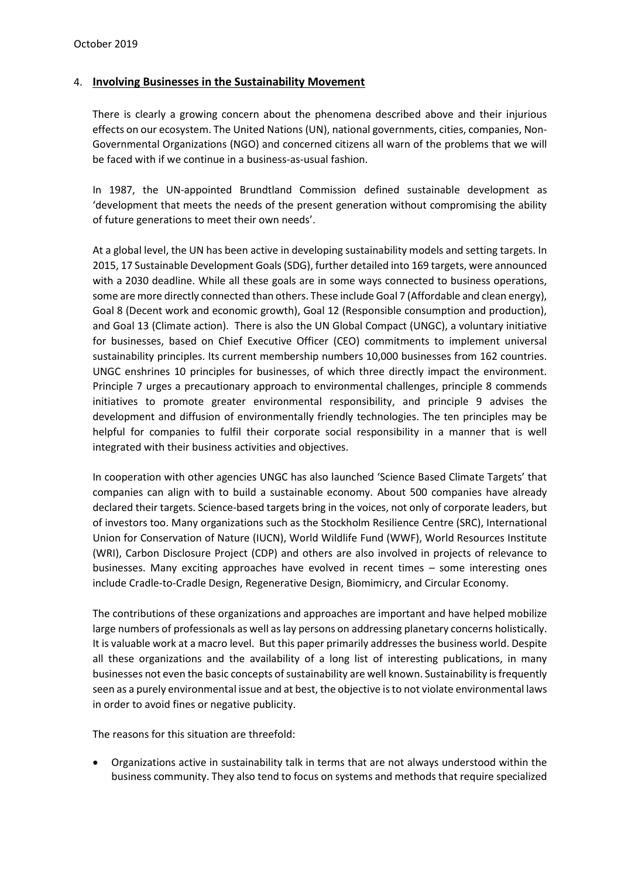## 4. **Involving Businesses in the Sustainability Movement**

There is clearly a growing concern about the phenomena described above and their injurious effects on our ecosystem. The United Nations (UN), national governments, cities, companies, Non-Governmental Organizations (NGO) and concerned citizens all warn of the problems that we will be faced with if we continue in a business-as-usual fashion.

In 1987, the UN-appointed Brundtland Commission defined sustainable development as 'development that meets the needs of the present generation without compromising the ability of future generations to meet their own needs'.

At a global level, the UN has been active in developing sustainability models and setting targets. In 2015, 17 Sustainable Development Goals (SDG), further detailed into 169 targets, were announced with a 2030 deadline. While all these goals are in some ways connected to business operations, some are more directly connected than others. These include Goal 7 (Affordable and clean energy), Goal 8 (Decent work and economic growth), Goal 12 (Responsible consumption and production), and Goal 13 (Climate action). There is also the UN Global Compact (UNGC), a voluntary initiative for businesses, based on Chief Executive Officer (CEO) commitments to implement universal sustainability principles. Its current membership numbers 10,000 businesses from 162 countries. UNGC enshrines 10 principles for businesses, of which three directly impact the environment. Principle 7 urges a precautionary approach to environmental challenges, principle 8 commends initiatives to promote greater environmental responsibility, and principle 9 advises the development and diffusion of environmentally friendly technologies. The ten principles may be helpful for companies to fulfil their corporate social responsibility in a manner that is well integrated with their business activities and objectives.

In cooperation with other agencies UNGC has also launched 'Science Based Climate Targets' that companies can align with to build a sustainable economy. About 500 companies have already declared their targets. Science-based targets bring in the voices, not only of corporate leaders, but of investors too. Many organizations such as the Stockholm Resilience Centre (SRC), International Union for Conservation of Nature (IUCN), World Wildlife Fund (WWF), World Resources Institute (WRI), Carbon Disclosure Project (CDP) and others are also involved in projects of relevance to businesses. Many exciting approaches have evolved in recent times – some interesting ones include Cradle-to-Cradle Design, Regenerative Design, Biomimicry, and Circular Economy.

The contributions of these organizations and approaches are important and have helped mobilize large numbers of professionals as well as lay persons on addressing planetary concerns holistically. It is valuable work at a macro level. But this paper primarily addresses the business world. Despite all these organizations and the availability of a long list of interesting publications, in many businesses not even the basic concepts of sustainability are well known. Sustainability is frequently seen as a purely environmental issue and at best, the objective is to not violate environmental laws in order to avoid fines or negative publicity.

The reasons for this situation are threefold:

- Organizations active in sustainability talk in terms that are not always understood within the business community. They also tend to focus on systems and methods that require specialized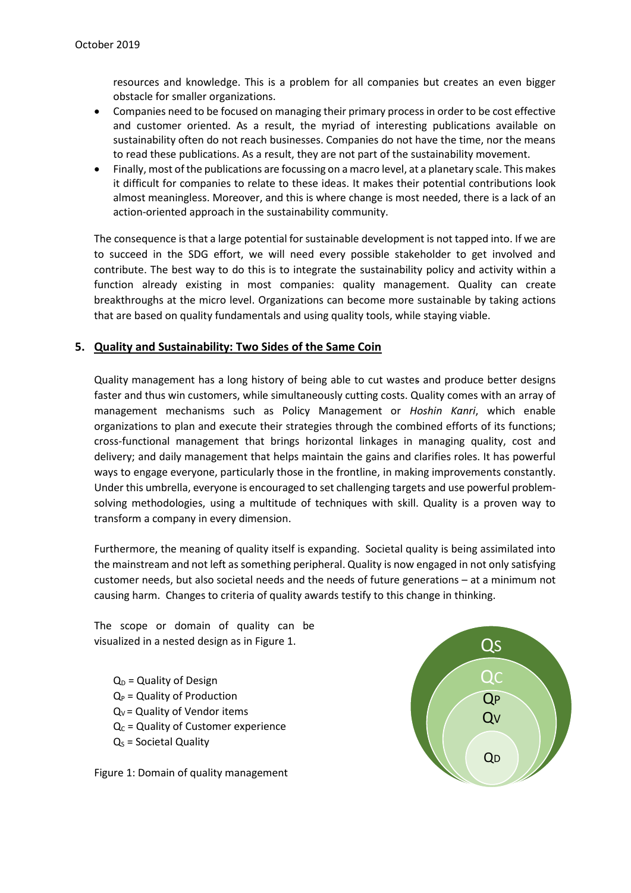resources and knowledge. This is a problem for all companies but creates an even bigger obstacle for smaller organizations.

- Companies need to be focused on managing their primary process in order to be cost effective and customer oriented. As a result, the myriad of interesting publications available on sustainability often do not reach businesses. Companies do not have the time, nor the means to read these publications. As a result, they are not part of the sustainability movement.
- Finally, most of the publications are focussing on a macro level, at a planetary scale. This makes it difficult for companies to relate to these ideas. It makes their potential contributions look almost meaningless. Moreover, and this is where change is most needed, there is a lack of an action-oriented approach in the sustainability community.

The consequence is that a large potential for sustainable development is not tapped into. If we are to succeed in the SDG effort, we will need every possible stakeholder to get involved and contribute. The best way to do this is to integrate the sustainability policy and activity within a function already existing in most companies: quality management. Quality can create breakthroughs at the micro level. Organizations can become more sustainable by taking actions that are based on quality fundamentals and using quality tools, while staying viable.

## 5. Quality and Sustainability: Two Sides of the Same Coin

Quality management has a long history of being able to cut wastes and produce better designs faster and thus win customers, while simultaneously cutting costs. Quality comes with an array of management mechanisms such as Policy Management or *Hoshin Kanri*, which enable organizations to plan and execute their strategies through the combined efforts of its functions; cross-functional management that brings horizontal linkages in managing quality, cost and delivery; and daily management that helps maintain the gains and clarifies roles. It has powerful ways to engage everyone, particularly those in the frontline, in making improvements constantly. Under this umbrella, everyone is encouraged to set challenging targets and use powerful problem-solving methodologies, using a multitude of techniques with skill. Quality is a proven way to transform a company in every dimension.

Furthermore, the meaning of quality itself is expanding. Societal quality is being assimilated into the mainstream and not left as something peripheral. Quality is now engaged in not only satisfying customer needs, but also societal needs and the needs of future generations – at a minimum not causing harm. Changes to criteria of quality awards testify to this change in thinking.

The scope or domain of quality can be visualized in a nested design as in Figure 1.

$Q_D$ = Quality of Design
$Q_P$ = Quality of Production
$Q_V$ = Quality of Vendor items
$Q_C$ = Quality of Customer experience
$Q_S$ = Societal Quality

Figure 1: Domain of quality management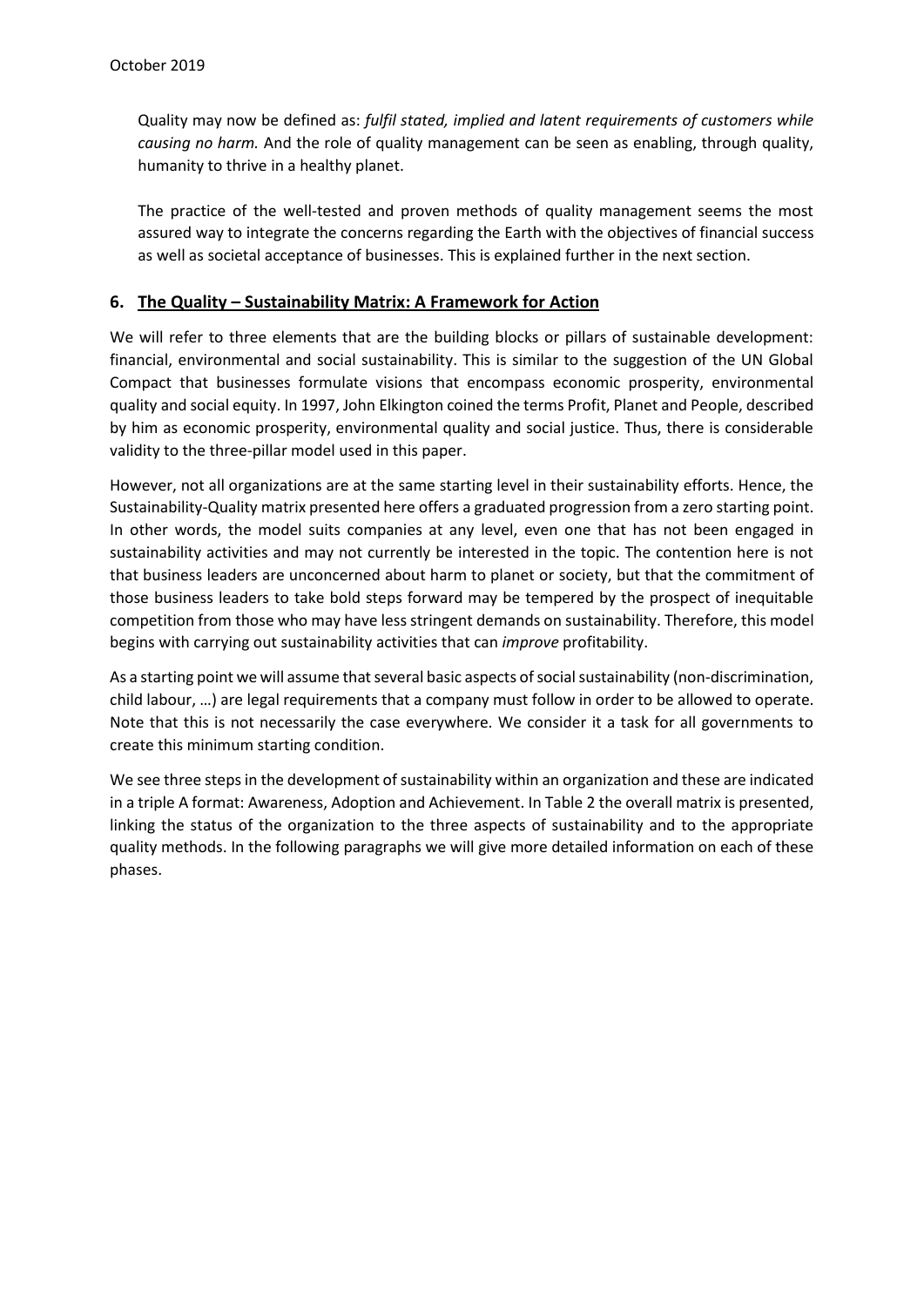Quality may now be defined as: *fulfil stated, implied and latent requirements of customers while causing no harm.* And the role of quality management can be seen as enabling, through quality, humanity to thrive in a healthy planet.

The practice of the well-tested and proven methods of quality management seems the most assured way to integrate the concerns regarding the Earth with the objectives of financial success as well as societal acceptance of businesses. This is explained further in the next section.

## 6. <u>The Quality – Sustainability Matrix: A Framework for Action</u>

We will refer to three elements that are the building blocks or pillars of sustainable development: financial, environmental and social sustainability. This is similar to the suggestion of the UN Global Compact that businesses formulate visions that encompass economic prosperity, environmental quality and social equity. In 1997, John Elkington coined the terms Profit, Planet and People, described by him as economic prosperity, environmental quality and social justice. Thus, there is considerable validity to the three-pillar model used in this paper.

However, not all organizations are at the same starting level in their sustainability efforts. Hence, the Sustainability-Quality matrix presented here offers a graduated progression from a zero starting point. In other words, the model suits companies at any level, even one that has not been engaged in sustainability activities and may not currently be interested in the topic. The contention here is not that business leaders are unconcerned about harm to planet or society, but that the commitment of those business leaders to take bold steps forward may be tempered by the prospect of inequitable competition from those who may have less stringent demands on sustainability. Therefore, this model begins with carrying out sustainability activities that can *improve* profitability.

As a starting point we will assume that several basic aspects of social sustainability (non-discrimination, child labour, …) are legal requirements that a company must follow in order to be allowed to operate. Note that this is not necessarily the case everywhere. We consider it a task for all governments to create this minimum starting condition.

We see three steps in the development of sustainability within an organization and these are indicated in a triple A format: Awareness, Adoption and Achievement. In Table 2 the overall matrix is presented, linking the status of the organization to the three aspects of sustainability and to the appropriate quality methods. In the following paragraphs we will give more detailed information on each of these phases.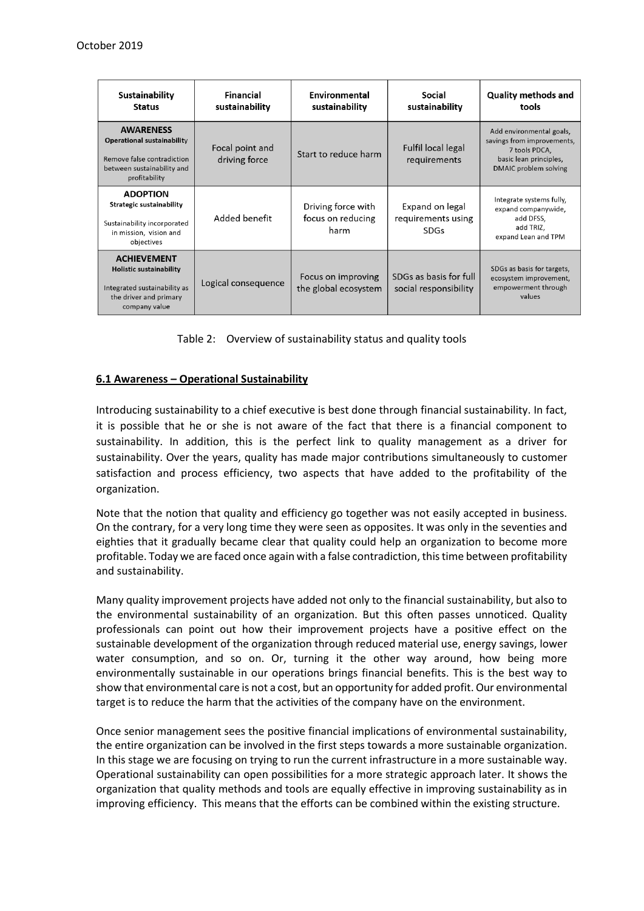| Sustainability Status | Financial sustainability | Environmental sustainability | Social sustainability | Quality methods and tools |
|---|---|---|---|---|
| **AWARENESS** **Operational sustainability** Remove false contradiction between sustainability and profitability | Focal point and driving force | Start to reduce harm | Fulfil local legal requirements | Add environmental goals, savings from improvements, 7 tools PDCA, basic lean principles, DMAIC problem solving |
| **ADOPTION** **Strategic sustainability** Sustainability incorporated in mission, vision and objectives | Added benefit | Driving force with focus on reducing harm | Expand on legal requirements using SDGs | Integrate systems fully, expand companywide, add DFSS, add TRIZ, expand Lean and TPM |
| **ACHIEVEMENT** **Holistic sustainability** Integrated sustainability as the driver and primary company value | Logical consequence | Focus on improving the global ecosystem | SDGs as basis for full social responsibility | SDGs as basis for targets, ecosystem improvement, empowerment through values |

Table 2: Overview of sustainability status and quality tools

## 6.1 Awareness – Operational Sustainability

Introducing sustainability to a chief executive is best done through financial sustainability. In fact, it is possible that he or she is not aware of the fact that there is a financial component to sustainability. In addition, this is the perfect link to quality management as a driver for sustainability. Over the years, quality has made major contributions simultaneously to customer satisfaction and process efficiency, two aspects that have added to the profitability of the organization.

Note that the notion that quality and efficiency go together was not easily accepted in business. On the contrary, for a very long time they were seen as opposites. It was only in the seventies and eighties that it gradually became clear that quality could help an organization to become more profitable. Today we are faced once again with a false contradiction, this time between profitability and sustainability.

Many quality improvement projects have added not only to the financial sustainability, but also to the environmental sustainability of an organization. But this often passes unnoticed. Quality professionals can point out how their improvement projects have a positive effect on the sustainable development of the organization through reduced material use, energy savings, lower water consumption, and so on. Or, turning it the other way around, how being more environmentally sustainable in our operations brings financial benefits. This is the best way to show that environmental care is not a cost, but an opportunity for added profit. Our environmental target is to reduce the harm that the activities of the company have on the environment.

Once senior management sees the positive financial implications of environmental sustainability, the entire organization can be involved in the first steps towards a more sustainable organization. In this stage we are focusing on trying to run the current infrastructure in a more sustainable way. Operational sustainability can open possibilities for a more strategic approach later. It shows the organization that quality methods and tools are equally effective in improving sustainability as in improving efficiency. This means that the efforts can be combined within the existing structure.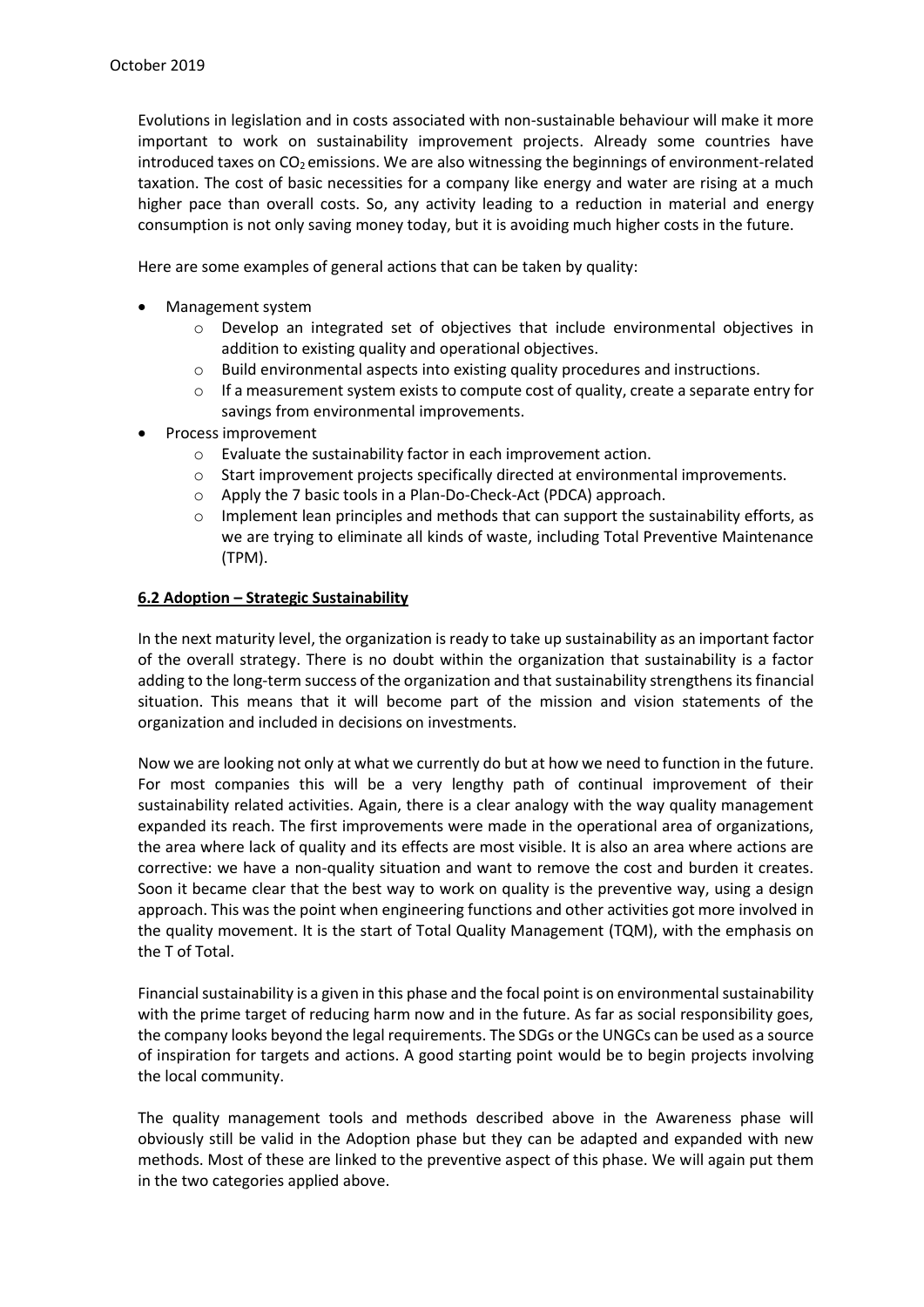Evolutions in legislation and in costs associated with non-sustainable behaviour will make it more important to work on sustainability improvement projects. Already some countries have introduced taxes on $CO_2$ emissions. We are also witnessing the beginnings of environment-related taxation. The cost of basic necessities for a company like energy and water are rising at a much higher pace than overall costs. So, any activity leading to a reduction in material and energy consumption is not only saving money today, but it is avoiding much higher costs in the future.

Here are some examples of general actions that can be taken by quality:

- Management system
  - Develop an integrated set of objectives that include environmental objectives in addition to existing quality and operational objectives.
  - Build environmental aspects into existing quality procedures and instructions.
  - If a measurement system exists to compute cost of quality, create a separate entry for savings from environmental improvements.
- Process improvement
  - Evaluate the sustainability factor in each improvement action.
  - Start improvement projects specifically directed at environmental improvements.
  - Apply the 7 basic tools in a Plan-Do-Check-Act (PDCA) approach.
  - Implement lean principles and methods that can support the sustainability efforts, as we are trying to eliminate all kinds of waste, including Total Preventive Maintenance (TPM).

## 6.2 Adoption – Strategic Sustainability

In the next maturity level, the organization is ready to take up sustainability as an important factor of the overall strategy. There is no doubt within the organization that sustainability is a factor adding to the long-term success of the organization and that sustainability strengthens its financial situation. This means that it will become part of the mission and vision statements of the organization and included in decisions on investments.

Now we are looking not only at what we currently do but at how we need to function in the future. For most companies this will be a very lengthy path of continual improvement of their sustainability related activities. Again, there is a clear analogy with the way quality management expanded its reach. The first improvements were made in the operational area of organizations, the area where lack of quality and its effects are most visible. It is also an area where actions are corrective: we have a non-quality situation and want to remove the cost and burden it creates. Soon it became clear that the best way to work on quality is the preventive way, using a design approach. This was the point when engineering functions and other activities got more involved in the quality movement. It is the start of Total Quality Management (TQM), with the emphasis on the T of Total.

Financial sustainability is a given in this phase and the focal point is on environmental sustainability with the prime target of reducing harm now and in the future. As far as social responsibility goes, the company looks beyond the legal requirements. The SDGs or the UNGCs can be used as a source of inspiration for targets and actions. A good starting point would be to begin projects involving the local community.

The quality management tools and methods described above in the Awareness phase will obviously still be valid in the Adoption phase but they can be adapted and expanded with new methods. Most of these are linked to the preventive aspect of this phase. We will again put them in the two categories applied above.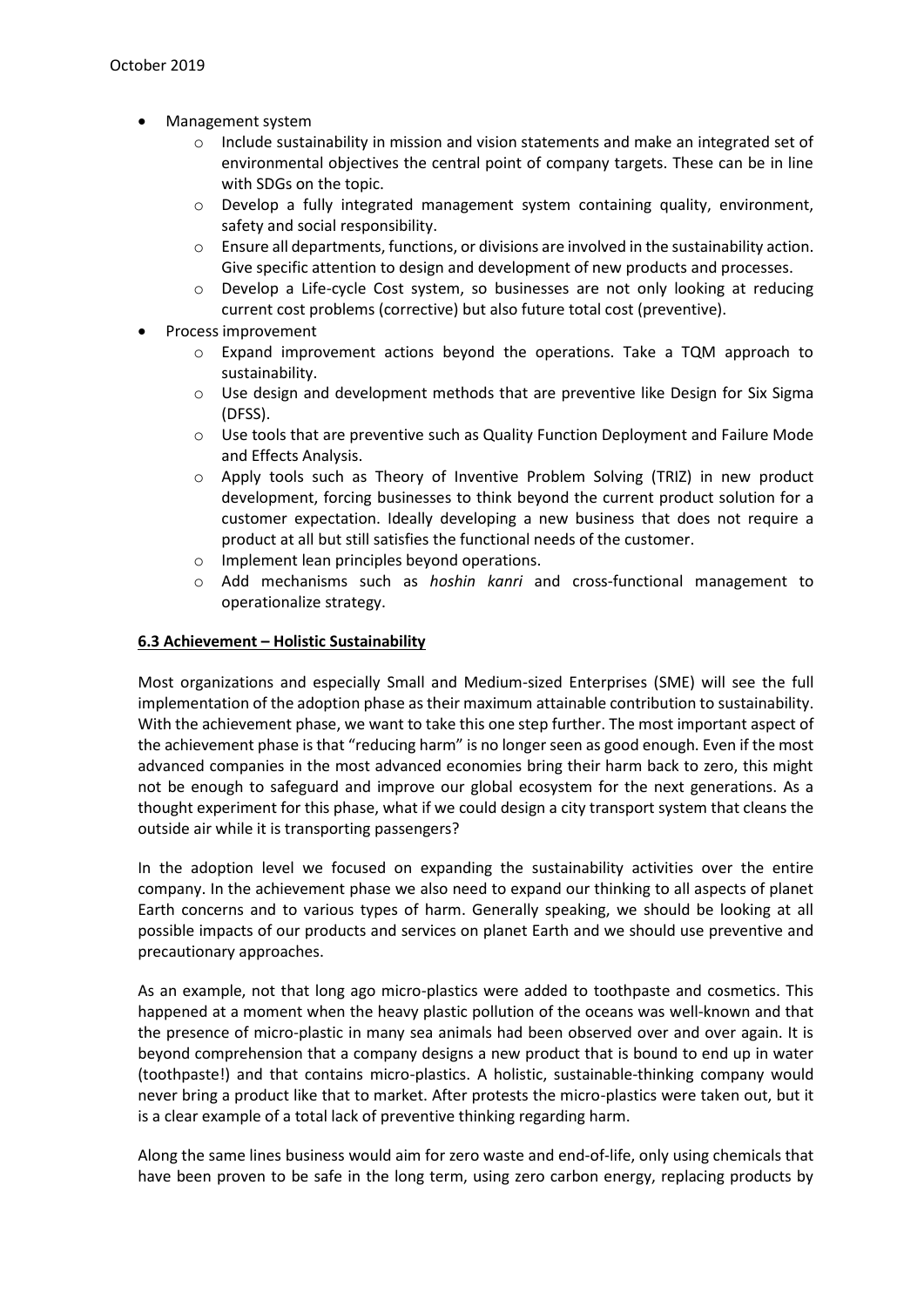- Management system
  - Include sustainability in mission and vision statements and make an integrated set of environmental objectives the central point of company targets. These can be in line with SDGs on the topic.
  - Develop a fully integrated management system containing quality, environment, safety and social responsibility.
  - Ensure all departments, functions, or divisions are involved in the sustainability action. Give specific attention to design and development of new products and processes.
  - Develop a Life-cycle Cost system, so businesses are not only looking at reducing current cost problems (corrective) but also future total cost (preventive).
- Process improvement
  - Expand improvement actions beyond the operations. Take a TQM approach to sustainability.
  - Use design and development methods that are preventive like Design for Six Sigma (DFSS).
  - Use tools that are preventive such as Quality Function Deployment and Failure Mode and Effects Analysis.
  - Apply tools such as Theory of Inventive Problem Solving (TRIZ) in new product development, forcing businesses to think beyond the current product solution for a customer expectation. Ideally developing a new business that does not require a product at all but still satisfies the functional needs of the customer.
  - Implement lean principles beyond operations.
  - Add mechanisms such as *hoshin kanri* and cross-functional management to operationalize strategy.

### **6.3 Achievement – Holistic Sustainability**

Most organizations and especially Small and Medium-sized Enterprises (SME) will see the full implementation of the adoption phase as their maximum attainable contribution to sustainability. With the achievement phase, we want to take this one step further. The most important aspect of the achievement phase is that "reducing harm" is no longer seen as good enough. Even if the most advanced companies in the most advanced economies bring their harm back to zero, this might not be enough to safeguard and improve our global ecosystem for the next generations. As a thought experiment for this phase, what if we could design a city transport system that cleans the outside air while it is transporting passengers?

In the adoption level we focused on expanding the sustainability activities over the entire company. In the achievement phase we also need to expand our thinking to all aspects of planet Earth concerns and to various types of harm. Generally speaking, we should be looking at all possible impacts of our products and services on planet Earth and we should use preventive and precautionary approaches.

As an example, not that long ago micro-plastics were added to toothpaste and cosmetics. This happened at a moment when the heavy plastic pollution of the oceans was well-known and that the presence of micro-plastic in many sea animals had been observed over and over again. It is beyond comprehension that a company designs a new product that is bound to end up in water (toothpaste!) and that contains micro-plastics. A holistic, sustainable-thinking company would never bring a product like that to market. After protests the micro-plastics were taken out, but it is a clear example of a total lack of preventive thinking regarding harm.

Along the same lines business would aim for zero waste and end-of-life, only using chemicals that have been proven to be safe in the long term, using zero carbon energy, replacing products by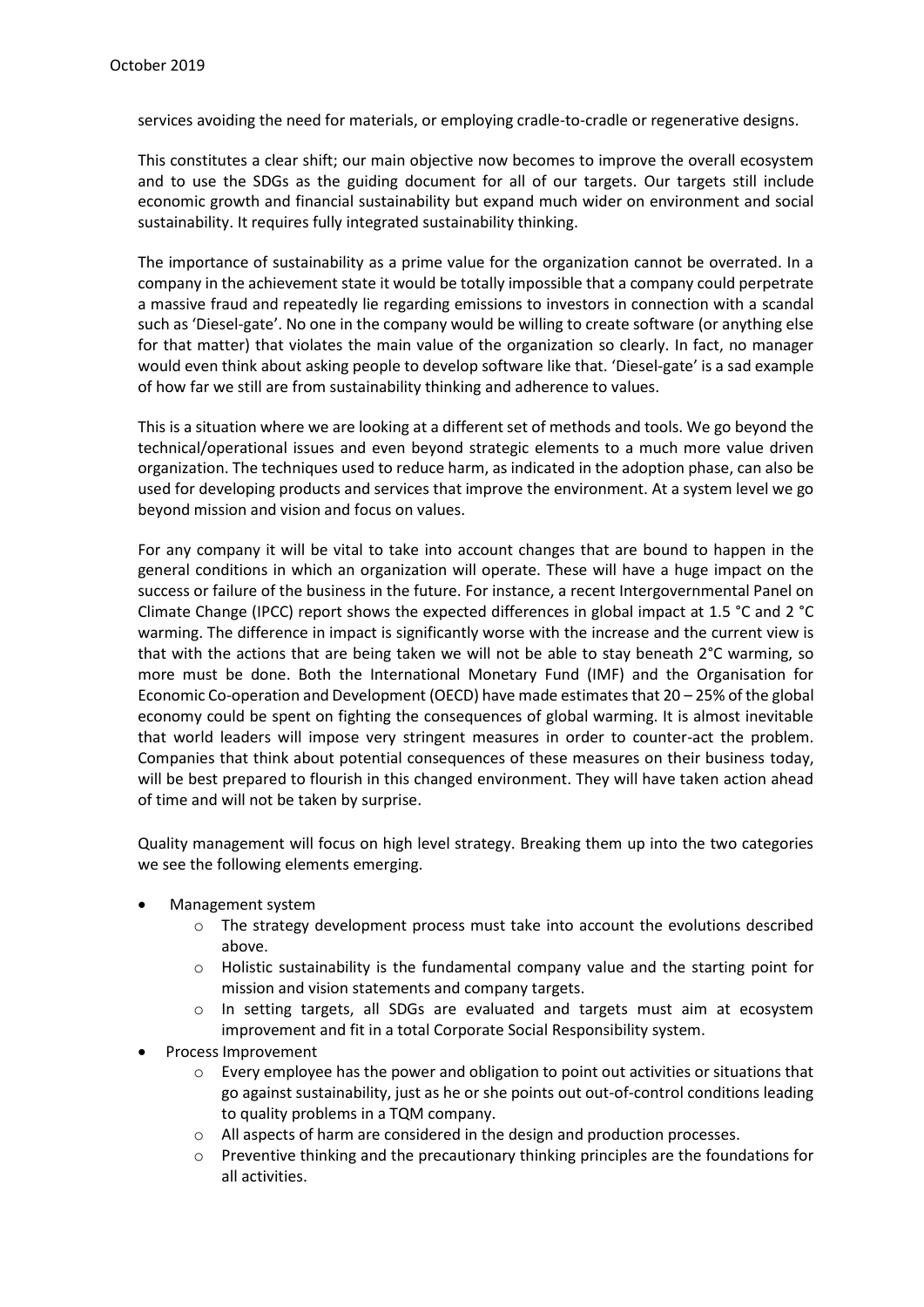services avoiding the need for materials, or employing cradle-to-cradle or regenerative designs.

This constitutes a clear shift; our main objective now becomes to improve the overall ecosystem and to use the SDGs as the guiding document for all of our targets. Our targets still include economic growth and financial sustainability but expand much wider on environment and social sustainability. It requires fully integrated sustainability thinking.

The importance of sustainability as a prime value for the organization cannot be overrated. In a company in the achievement state it would be totally impossible that a company could perpetrate a massive fraud and repeatedly lie regarding emissions to investors in connection with a scandal such as 'Diesel-gate'. No one in the company would be willing to create software (or anything else for that matter) that violates the main value of the organization so clearly. In fact, no manager would even think about asking people to develop software like that. 'Diesel-gate' is a sad example of how far we still are from sustainability thinking and adherence to values.

This is a situation where we are looking at a different set of methods and tools. We go beyond the technical/operational issues and even beyond strategic elements to a much more value driven organization. The techniques used to reduce harm, as indicated in the adoption phase, can also be used for developing products and services that improve the environment. At a system level we go beyond mission and vision and focus on values.

For any company it will be vital to take into account changes that are bound to happen in the general conditions in which an organization will operate. These will have a huge impact on the success or failure of the business in the future. For instance, a recent Intergovernmental Panel on Climate Change (IPCC) report shows the expected differences in global impact at 1.5 °C and 2 °C warming. The difference in impact is significantly worse with the increase and the current view is that with the actions that are being taken we will not be able to stay beneath 2°C warming, so more must be done. Both the International Monetary Fund (IMF) and the Organisation for Economic Co-operation and Development (OECD) have made estimates that 20 – 25% of the global economy could be spent on fighting the consequences of global warming. It is almost inevitable that world leaders will impose very stringent measures in order to counter-act the problem. Companies that think about potential consequences of these measures on their business today, will be best prepared to flourish in this changed environment. They will have taken action ahead of time and will not be taken by surprise.

Quality management will focus on high level strategy. Breaking them up into the two categories we see the following elements emerging.

- Management system
  - The strategy development process must take into account the evolutions described above.
  - Holistic sustainability is the fundamental company value and the starting point for mission and vision statements and company targets.
  - In setting targets, all SDGs are evaluated and targets must aim at ecosystem improvement and fit in a total Corporate Social Responsibility system.
- Process Improvement
  - Every employee has the power and obligation to point out activities or situations that go against sustainability, just as he or she points out out-of-control conditions leading to quality problems in a TQM company.
  - All aspects of harm are considered in the design and production processes.
  - Preventive thinking and the precautionary thinking principles are the foundations for all activities.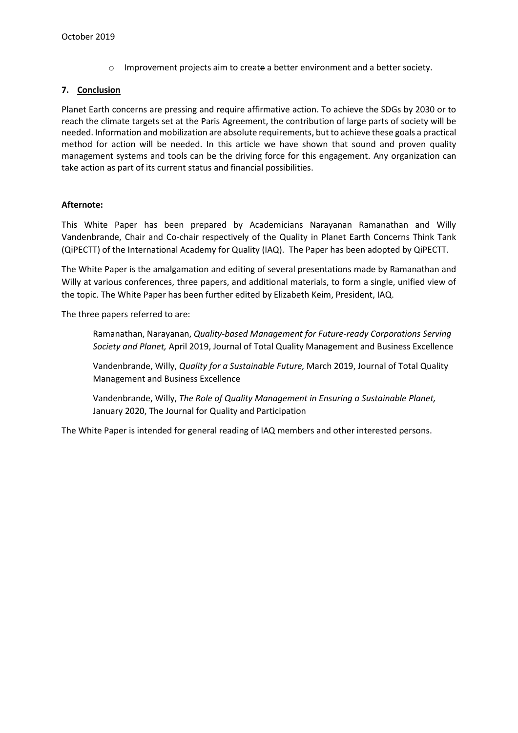- Improvement projects aim to create a better environment and a better society.

## 7. Conclusion

Planet Earth concerns are pressing and require affirmative action. To achieve the SDGs by 2030 or to reach the climate targets set at the Paris Agreement, the contribution of large parts of society will be needed. Information and mobilization are absolute requirements, but to achieve these goals a practical method for action will be needed. In this article we have shown that sound and proven quality management systems and tools can be the driving force for this engagement. Any organization can take action as part of its current status and financial possibilities.

**Afternote:**

This White Paper has been prepared by Academicians Narayanan Ramanathan and Willy Vandenbrande, Chair and Co-chair respectively of the Quality in Planet Earth Concerns Think Tank (QiPECTT) of the International Academy for Quality (IAQ). The Paper has been adopted by QiPECTT.

The White Paper is the amalgamation and editing of several presentations made by Ramanathan and Willy at various conferences, three papers, and additional materials, to form a single, unified view of the topic. The White Paper has been further edited by Elizabeth Keim, President, IAQ.

The three papers referred to are:

Ramanathan, Narayanan, *Quality-based Management for Future-ready Corporations Serving Society and Planet,* April 2019, Journal of Total Quality Management and Business Excellence

Vandenbrande, Willy, *Quality for a Sustainable Future,* March 2019, Journal of Total Quality Management and Business Excellence

Vandenbrande, Willy, *The Role of Quality Management in Ensuring a Sustainable Planet,* January 2020, The Journal for Quality and Participation

The White Paper is intended for general reading of IAQ members and other interested persons.